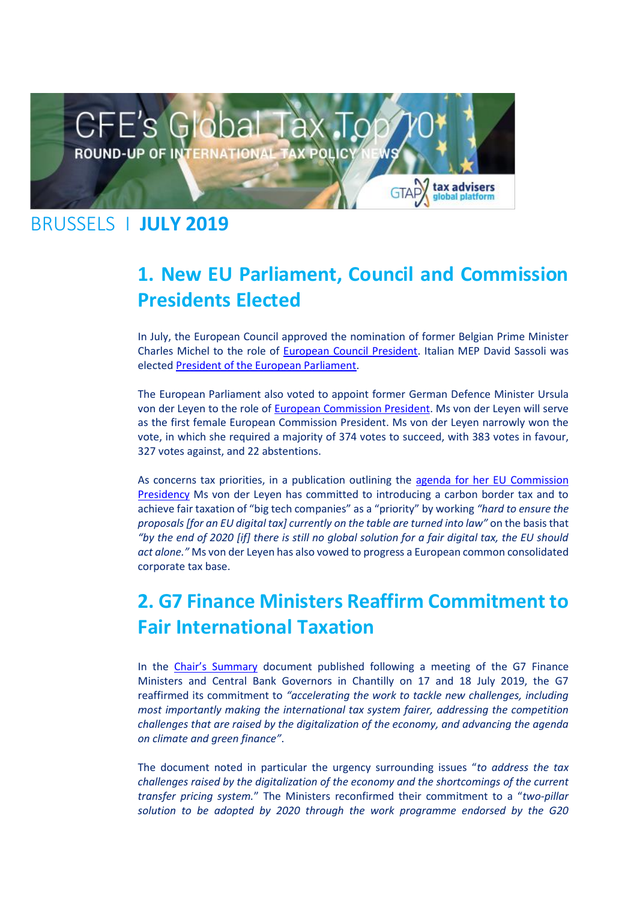# CFE's Global Tax Top 10

**ROUND-UP OF INTERNATIONAL TAX POLICY NEWS**

BRUSSELS I **JULY 2019**

## 1. New EU Parliament, Council and Commission Presidents Elected

In July, the European Council approved the nomination of former Belgian Prime Minister Charles Michel to the role of European Council President. Italian MEP David Sassoli was elected President of the European Parliament.

The European Parliament also voted to appoint former German Defence Minister Ursula von der Leyen to the role of European Commission President. Ms von der Leyen will serve as the first female European Commission President. Ms von der Leyen narrowly won the vote, in which she required a majority of 374 votes to succeed, with 383 votes in favour, 327 votes against, and 22 abstentions.

As concerns tax priorities, in a publication outlining the agenda for her EU Commission Presidency Ms von der Leyen has committed to introducing a carbon border tax and to achieve fair taxation of "big tech companies" as a "priority" by working *"hard to ensure the proposals [for an EU digital tax] currently on the table are turned into law"* on the basis that *"by the end of 2020 [if] there is still no global solution for a fair digital tax, the EU should act alone."* Ms von der Leyen has also vowed to progress a European common consolidated corporate tax base.

## 2. G7 Finance Ministers Reaffirm Commitment to Fair International Taxation

In the Chair's Summary document published following a meeting of the G7 Finance Ministers and Central Bank Governors in Chantilly on 17 and 18 July 2019, the G7 reaffirmed its commitment to *"accelerating the work to tackle new challenges, including most importantly making the international tax system fairer, addressing the competition challenges that are raised by the digitalization of the economy, and advancing the agenda on climate and green finance"*.

The document noted in particular the urgency surrounding issues "*to address the tax challenges raised by the digitalization of the economy and the shortcomings of the current transfer pricing system.*" The Ministers reconfirmed their commitment to a "*two-pillar solution to be adopted by 2020 through the work programme endorsed by the G20*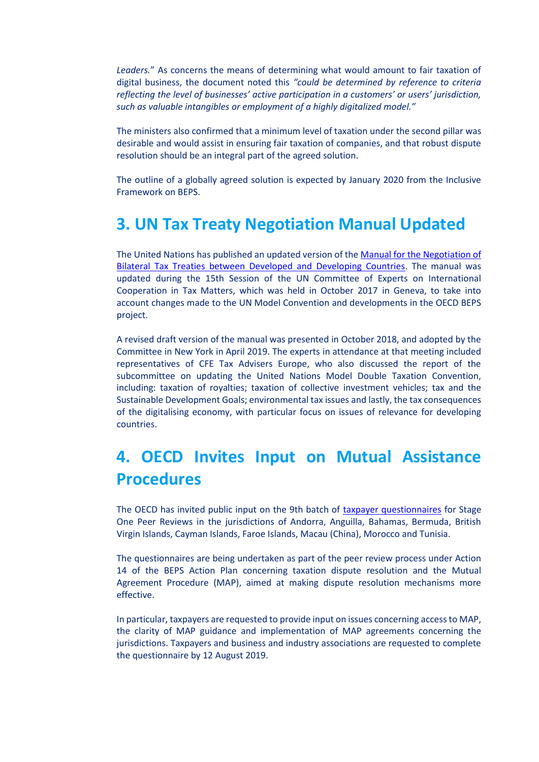*Leaders.*" As concerns the means of determining what would amount to fair taxation of digital business, the document noted this *"could be determined by reference to criteria reflecting the level of businesses' active participation in a customers' or users' jurisdiction, such as valuable intangibles or employment of a highly digitalized model."*

The ministers also confirmed that a minimum level of taxation under the second pillar was desirable and would assist in ensuring fair taxation of companies, and that robust dispute resolution should be an integral part of the agreed solution.

The outline of a globally agreed solution is expected by January 2020 from the Inclusive Framework on BEPS.

## 3. UN Tax Treaty Negotiation Manual Updated

The United Nations has published an updated version of the [Manual for the Negotiation of Bilateral Tax Treaties between Developed and Developing Countries]. The manual was updated during the 15th Session of the UN Committee of Experts on International Cooperation in Tax Matters, which was held in October 2017 in Geneva, to take into account changes made to the UN Model Convention and developments in the OECD BEPS project.

A revised draft version of the manual was presented in October 2018, and adopted by the Committee in New York in April 2019. The experts in attendance at that meeting included representatives of CFE Tax Advisers Europe, who also discussed the report of the subcommittee on updating the United Nations Model Double Taxation Convention, including: taxation of royalties; taxation of collective investment vehicles; tax and the Sustainable Development Goals; environmental tax issues and lastly, the tax consequences of the digitalising economy, with particular focus on issues of relevance for developing countries.

## 4. OECD Invites Input on Mutual Assistance Procedures

The OECD has invited public input on the 9th batch of [taxpayer questionnaires] for Stage One Peer Reviews in the jurisdictions of Andorra, Anguilla, Bahamas, Bermuda, British Virgin Islands, Cayman Islands, Faroe Islands, Macau (China), Morocco and Tunisia.

The questionnaires are being undertaken as part of the peer review process under Action 14 of the BEPS Action Plan concerning taxation dispute resolution and the Mutual Agreement Procedure (MAP), aimed at making dispute resolution mechanisms more effective.

In particular, taxpayers are requested to provide input on issues concerning access to MAP, the clarity of MAP guidance and implementation of MAP agreements concerning the jurisdictions. Taxpayers and business and industry associations are requested to complete the questionnaire by 12 August 2019.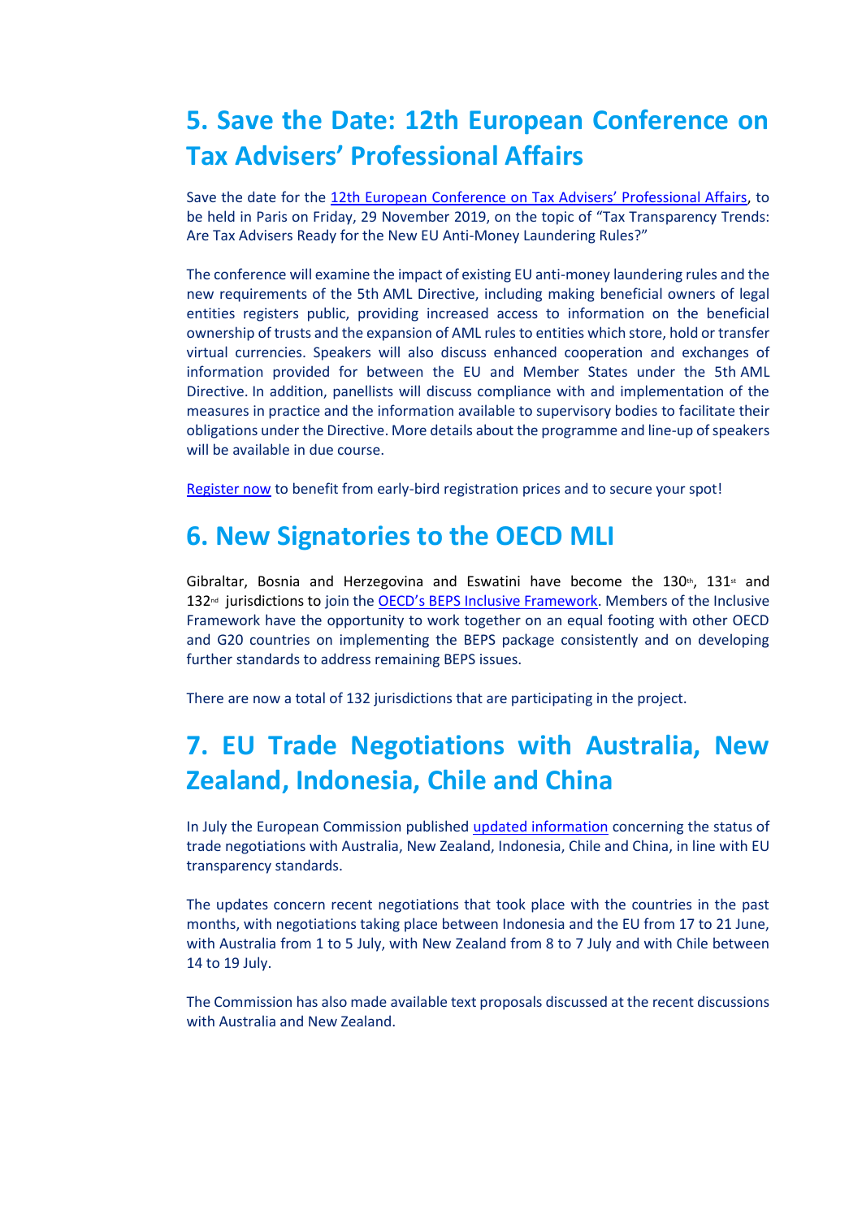## 5. Save the Date: 12th European Conference on Tax Advisers' Professional Affairs

Save the date for the 12th European Conference on Tax Advisers' Professional Affairs, to be held in Paris on Friday, 29 November 2019, on the topic of "Tax Transparency Trends: Are Tax Advisers Ready for the New EU Anti-Money Laundering Rules?"

The conference will examine the impact of existing EU anti-money laundering rules and the new requirements of the 5th AML Directive, including making beneficial owners of legal entities registers public, providing increased access to information on the beneficial ownership of trusts and the expansion of AML rules to entities which store, hold or transfer virtual currencies. Speakers will also discuss enhanced cooperation and exchanges of information provided for between the EU and Member States under the 5th AML Directive. In addition, panellists will discuss compliance with and implementation of the measures in practice and the information available to supervisory bodies to facilitate their obligations under the Directive. More details about the programme and line-up of speakers will be available in due course.

Register now to benefit from early-bird registration prices and to secure your spot!

## 6. New Signatories to the OECD MLI

Gibraltar, Bosnia and Herzegovina and Eswatini have become the 130th, 131st and 132nd jurisdictions to join the OECD's BEPS Inclusive Framework. Members of the Inclusive Framework have the opportunity to work together on an equal footing with other OECD and G20 countries on implementing the BEPS package consistently and on developing further standards to address remaining BEPS issues.

There are now a total of 132 jurisdictions that are participating in the project.

## 7. EU Trade Negotiations with Australia, New Zealand, Indonesia, Chile and China

In July the European Commission published updated information concerning the status of trade negotiations with Australia, New Zealand, Indonesia, Chile and China, in line with EU transparency standards.

The updates concern recent negotiations that took place with the countries in the past months, with negotiations taking place between Indonesia and the EU from 17 to 21 June, with Australia from 1 to 5 July, with New Zealand from 8 to 7 July and with Chile between 14 to 19 July.

The Commission has also made available text proposals discussed at the recent discussions with Australia and New Zealand.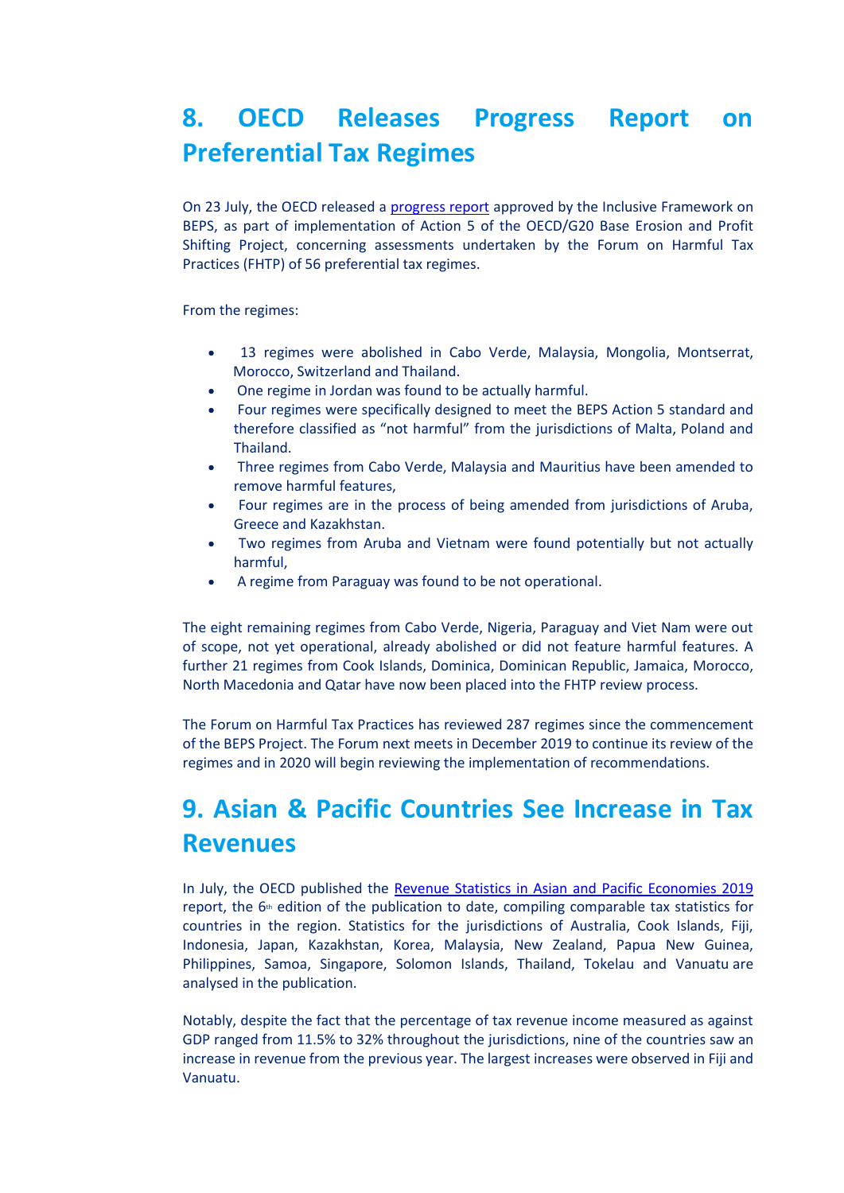## 8. OECD Releases Progress Report on Preferential Tax Regimes

On 23 July, the OECD released a [progress report](#) approved by the Inclusive Framework on BEPS, as part of implementation of Action 5 of the OECD/G20 Base Erosion and Profit Shifting Project, concerning assessments undertaken by the Forum on Harmful Tax Practices (FHTP) of 56 preferential tax regimes.

From the regimes:

- 13 regimes were abolished in Cabo Verde, Malaysia, Mongolia, Montserrat, Morocco, Switzerland and Thailand.
- One regime in Jordan was found to be actually harmful.
- Four regimes were specifically designed to meet the BEPS Action 5 standard and therefore classified as "not harmful" from the jurisdictions of Malta, Poland and Thailand.
- Three regimes from Cabo Verde, Malaysia and Mauritius have been amended to remove harmful features,
- Four regimes are in the process of being amended from jurisdictions of Aruba, Greece and Kazakhstan.
- Two regimes from Aruba and Vietnam were found potentially but not actually harmful,
- A regime from Paraguay was found to be not operational.

The eight remaining regimes from Cabo Verde, Nigeria, Paraguay and Viet Nam were out of scope, not yet operational, already abolished or did not feature harmful features. A further 21 regimes from Cook Islands, Dominica, Dominican Republic, Jamaica, Morocco, North Macedonia and Qatar have now been placed into the FHTP review process.

The Forum on Harmful Tax Practices has reviewed 287 regimes since the commencement of the BEPS Project. The Forum next meets in December 2019 to continue its review of the regimes and in 2020 will begin reviewing the implementation of recommendations.

## 9. Asian & Pacific Countries See Increase in Tax Revenues

In July, the OECD published the [Revenue Statistics in Asian and Pacific Economies 2019](#) report, the 6th edition of the publication to date, compiling comparable tax statistics for countries in the region. Statistics for the jurisdictions of Australia, Cook Islands, Fiji, Indonesia, Japan, Kazakhstan, Korea, Malaysia, New Zealand, Papua New Guinea, Philippines, Samoa, Singapore, Solomon Islands, Thailand, Tokelau and Vanuatu are analysed in the publication.

Notably, despite the fact that the percentage of tax revenue income measured as against GDP ranged from 11.5% to 32% throughout the jurisdictions, nine of the countries saw an increase in revenue from the previous year. The largest increases were observed in Fiji and Vanuatu.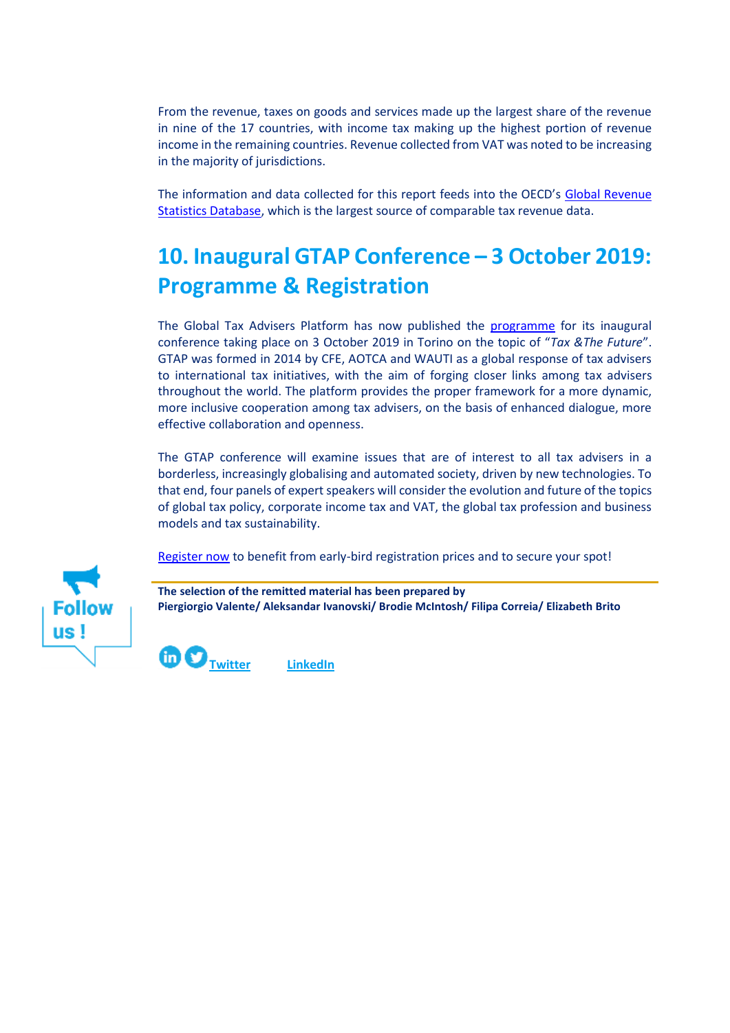From the revenue, taxes on goods and services made up the largest share of the revenue in nine of the 17 countries, with income tax making up the highest portion of revenue income in the remaining countries. Revenue collected from VAT was noted to be increasing in the majority of jurisdictions.

The information and data collected for this report feeds into the OECD's Global Revenue Statistics Database, which is the largest source of comparable tax revenue data.

## 10. Inaugural GTAP Conference – 3 October 2019: Programme & Registration

The Global Tax Advisers Platform has now published the programme for its inaugural conference taking place on 3 October 2019 in Torino on the topic of "*Tax &The Future*". GTAP was formed in 2014 by CFE, AOTCA and WAUTI as a global response of tax advisers to international tax initiatives, with the aim of forging closer links among tax advisers throughout the world. The platform provides the proper framework for a more dynamic, more inclusive cooperation among tax advisers, on the basis of enhanced dialogue, more effective collaboration and openness.

The GTAP conference will examine issues that are of interest to all tax advisers in a borderless, increasingly globalising and automated society, driven by new technologies. To that end, four panels of expert speakers will consider the evolution and future of the topics of global tax policy, corporate income tax and VAT, the global tax profession and business models and tax sustainability.

Register now to benefit from early-bird registration prices and to secure your spot!

Follow us !

**The selection of the remitted material has been prepared by**
**Piergiorgio Valente/ Aleksandar Ivanovski/ Brodie McIntosh/ Filipa Correia/ Elizabeth Brito**

**Twitter** **LinkedIn**